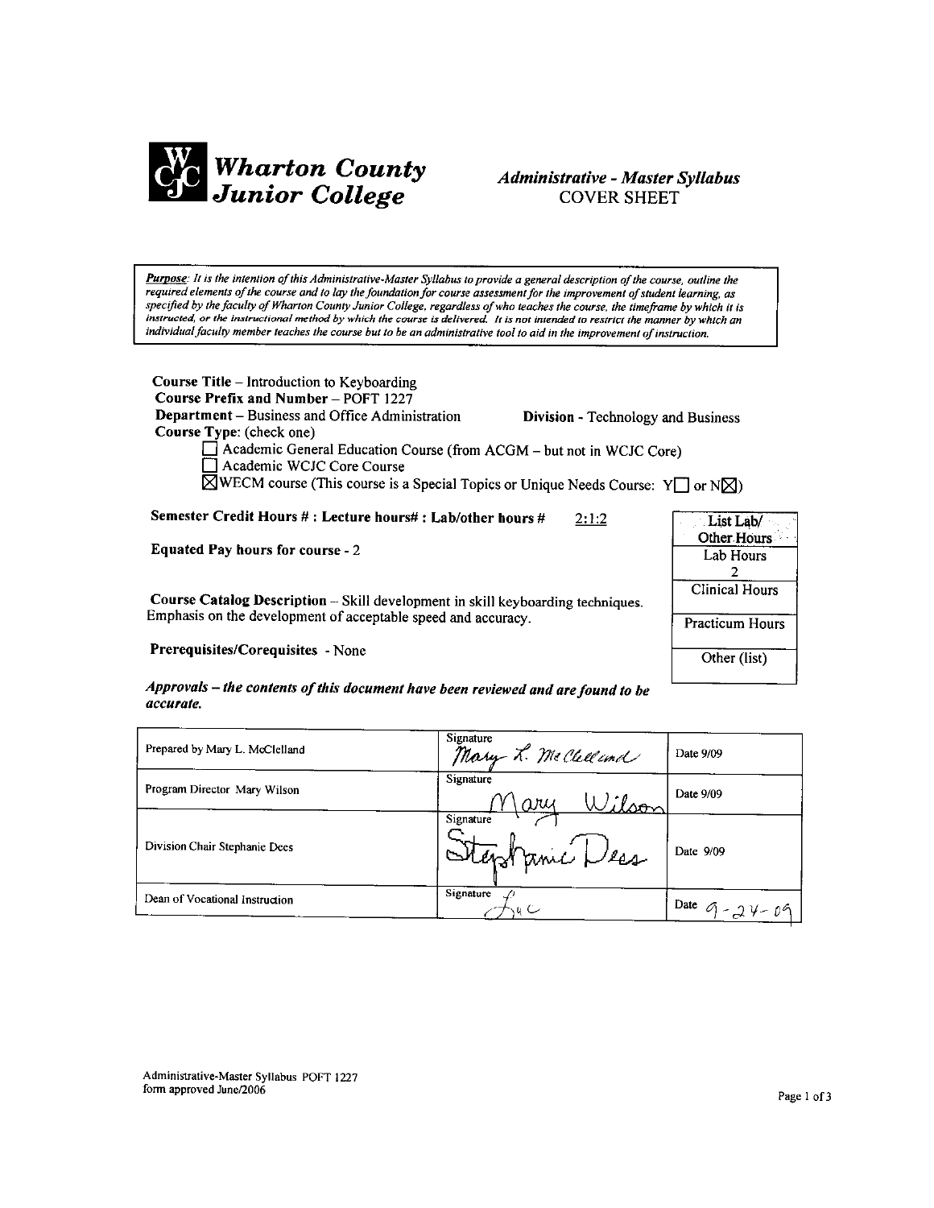# Wharton County Junior College

## *Administrative - Master Syllabus*
COVER SHEET

***Purpose**: It is the intention of this Administrative-Master Syllabus to provide a general description of the course, outline the required elements of the course and to lay the foundation for course assessment for the improvement of student learning, as specified by the faculty of Wharton County Junior College, regardless of who teaches the course, the timeframe by which it is instructed, or the instructional method by which the course is delivered. It is not intended to restrict the manner by which an individual faculty member teaches the course but to be an administrative tool to aid in the improvement of instruction.*

**Course Title** – Introduction to Keyboarding
**Course Prefix and Number** – POFT 1227
**Department** – Business and Office Administration **Division** - Technology and Business
**Course Type**: (check one)

- ☐ Academic General Education Course (from ACGM – but not in WCJC Core)
- ☐ Academic WCJC Core Course
- ☒ WECM course (This course is a Special Topics or Unique Needs Course: Y☐ or N☒)

**Semester Credit Hours # : Lecture hours# : Lab/other hours #** 2:1:2

**Equated Pay hours for course** - 2

**Course Catalog Description** – Skill development in skill keyboarding techniques. Emphasis on the development of acceptable speed and accuracy.

**Prerequisites/Corequisites** - None

| List Lab/ Other Hours |
| --- |
| Lab Hours 2 |
| Clinical Hours |
| Practicum Hours |
| Other (list) |

***Approvals – the contents of this document have been reviewed and are found to be accurate.***

| | | |
| --- | --- | --- |
| Prepared by Mary L. McClelland | Signature *Mary L. McClelland* | Date 9/09 |
| Program Director Mary Wilson | Signature *Mary Wilson* | Date 9/09 |
| Division Chair Stephanie Dees | Signature *Stephanie Dees* | Date 9/09 |
| Dean of Vocational Instruction | Signature *[signature]* | Date 9-24-09 |

Administrative-Master Syllabus POFT 1227
form approved June/2006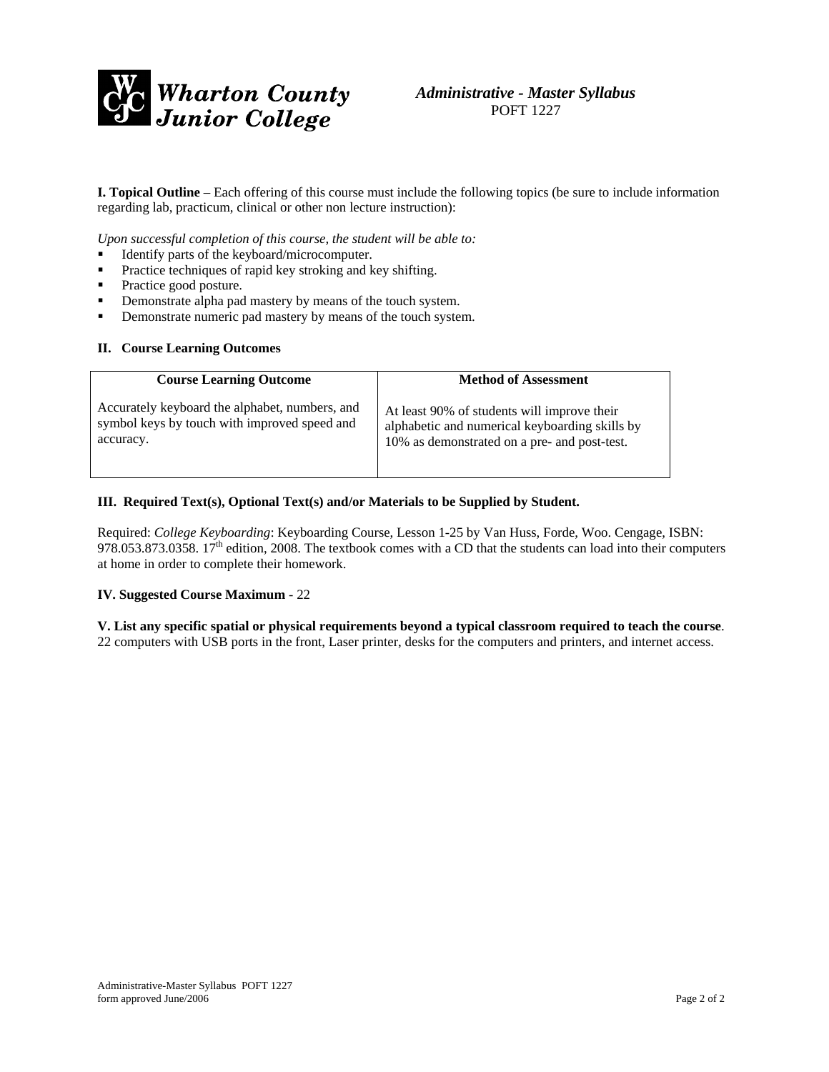**Wharton County Junior College**

*Administrative - Master Syllabus*
POFT 1227

**I. Topical Outline** – Each offering of this course must include the following topics (be sure to include information regarding lab, practicum, clinical or other non lecture instruction):

*Upon successful completion of this course, the student will be able to:*

- Identify parts of the keyboard/microcomputer.
- Practice techniques of rapid key stroking and key shifting.
- Practice good posture.
- Demonstrate alpha pad mastery by means of the touch system.
- Demonstrate numeric pad mastery by means of the touch system.

**II. Course Learning Outcomes**

| Course Learning Outcome | Method of Assessment |
| --- | --- |
| Accurately keyboard the alphabet, numbers, and symbol keys by touch with improved speed and accuracy. | At least 90% of students will improve their alphabetic and numerical keyboarding skills by 10% as demonstrated on a pre- and post-test. |

**III. Required Text(s), Optional Text(s) and/or Materials to be Supplied by Student.**

Required: *College Keyboarding*: Keyboarding Course, Lesson 1-25 by Van Huss, Forde, Woo. Cengage, ISBN: 978.053.873.0358. 17th edition, 2008. The textbook comes with a CD that the students can load into their computers at home in order to complete their homework.

**IV. Suggested Course Maximum** - 22

**V. List any specific spatial or physical requirements beyond a typical classroom required to teach the course**.
22 computers with USB ports in the front, Laser printer, desks for the computers and printers, and internet access.

Administrative-Master Syllabus POFT 1227
form approved June/2006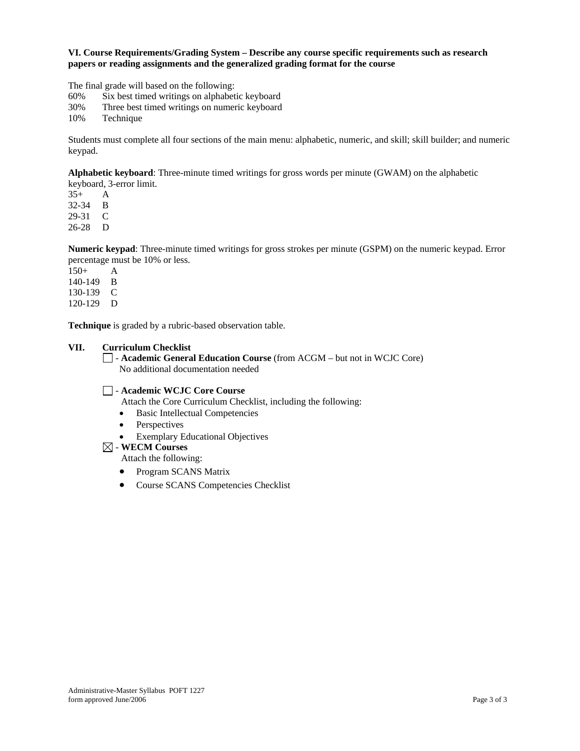**VI. Course Requirements/Grading System – Describe any course specific requirements such as research papers or reading assignments and the generalized grading format for the course**

The final grade will based on the following:

| | |
|---|---|
| 60% | Six best timed writings on alphabetic keyboard |
| 30% | Three best timed writings on numeric keyboard |
| 10% | Technique |

Students must complete all four sections of the main menu: alphabetic, numeric, and skill; skill builder; and numeric keypad.

**Alphabetic keyboard**: Three-minute timed writings for gross words per minute (GWAM) on the alphabetic keyboard, 3-error limit.

| | |
|---|---|
| 35+ | A |
| 32-34 | B |
| 29-31 | C |
| 26-28 | D |

**Numeric keypad**: Three-minute timed writings for gross strokes per minute (GSPM) on the numeric keypad. Error percentage must be 10% or less.

| | |
|---|---|
| 150+ | A |
| 140-149 | B |
| 130-139 | C |
| 120-129 | D |

**Technique** is graded by a rubric-based observation table.

**VII. Curriculum Checklist**

☐ - **Academic General Education Course** (from ACGM – but not in WCJC Core)
No additional documentation needed

☐ - **Academic WCJC Core Course**
Attach the Core Curriculum Checklist, including the following:
- Basic Intellectual Competencies
- Perspectives
- Exemplary Educational Objectives

☒ - **WECM Courses**
Attach the following:
- Program SCANS Matrix
- Course SCANS Competencies Checklist